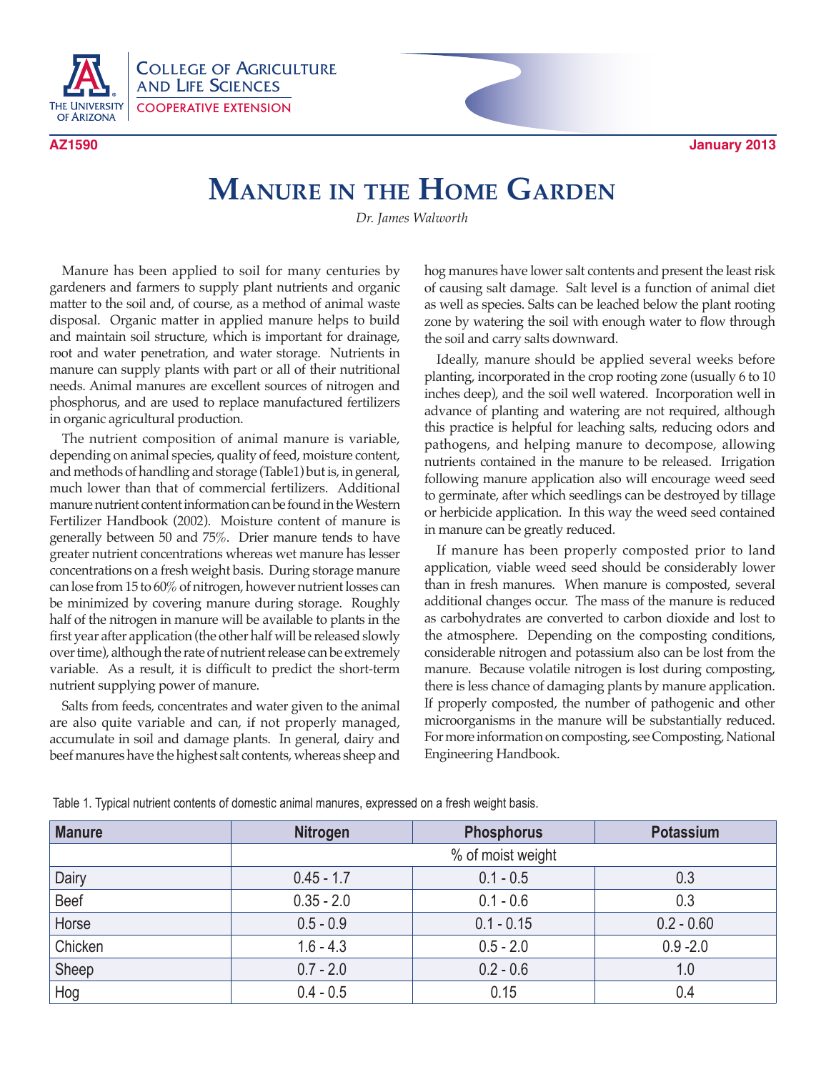# Manure in the Home Garden

*Dr. James Walworth*

Manure has been applied to soil for many centuries by gardeners and farmers to supply plant nutrients and organic matter to the soil and, of course, as a method of animal waste disposal. Organic matter in applied manure helps to build and maintain soil structure, which is important for drainage, root and water penetration, and water storage. Nutrients in manure can supply plants with part or all of their nutritional needs. Animal manures are excellent sources of nitrogen and phosphorus, and are used to replace manufactured fertilizers in organic agricultural production.

The nutrient composition of animal manure is variable, depending on animal species, quality of feed, moisture content, and methods of handling and storage (Table1) but is, in general, much lower than that of commercial fertilizers. Additional manure nutrient content information can be found in the Western Fertilizer Handbook (2002). Moisture content of manure is generally between 50 and 75%. Drier manure tends to have greater nutrient concentrations whereas wet manure has lesser concentrations on a fresh weight basis. During storage manure can lose from 15 to 60% of nitrogen, however nutrient losses can be minimized by covering manure during storage. Roughly half of the nitrogen in manure will be available to plants in the first year after application (the other half will be released slowly over time), although the rate of nutrient release can be extremely variable. As a result, it is difficult to predict the short-term nutrient supplying power of manure.

Salts from feeds, concentrates and water given to the animal are also quite variable and can, if not properly managed, accumulate in soil and damage plants. In general, dairy and beef manures have the highest salt contents, whereas sheep and hog manures have lower salt contents and present the least risk of causing salt damage. Salt level is a function of animal diet as well as species. Salts can be leached below the plant rooting zone by watering the soil with enough water to flow through the soil and carry salts downward.

Ideally, manure should be applied several weeks before planting, incorporated in the crop rooting zone (usually 6 to 10 inches deep), and the soil well watered. Incorporation well in advance of planting and watering are not required, although this practice is helpful for leaching salts, reducing odors and pathogens, and helping manure to decompose, allowing nutrients contained in the manure to be released. Irrigation following manure application also will encourage weed seed to germinate, after which seedlings can be destroyed by tillage or herbicide application. In this way the weed seed contained in manure can be greatly reduced.

If manure has been properly composted prior to land application, viable weed seed should be considerably lower than in fresh manures. When manure is composted, several additional changes occur. The mass of the manure is reduced as carbohydrates are converted to carbon dioxide and lost to the atmosphere. Depending on the composting conditions, considerable nitrogen and potassium also can be lost from the manure. Because volatile nitrogen is lost during composting, there is less chance of damaging plants by manure application. If properly composted, the number of pathogenic and other microorganisms in the manure will be substantially reduced. For more information on composting, see Composting, National Engineering Handbook.

Table 1. Typical nutrient contents of domestic animal manures, expressed on a fresh weight basis.

| Manure | Nitrogen | Phosphorus | Potassium |
|---|---|---|---|
| | % of moist weight | | |
| Dairy | 0.45 - 1.7 | 0.1 - 0.5 | 0.3 |
| Beef | 0.35 - 2.0 | 0.1 - 0.6 | 0.3 |
| Horse | 0.5 - 0.9 | 0.1 - 0.15 | 0.2 - 0.60 |
| Chicken | 1.6 - 4.3 | 0.5 - 2.0 | 0.9 -2.0 |
| Sheep | 0.7 - 2.0 | 0.2 - 0.6 | 1.0 |
| Hog | 0.4 - 0.5 | 0.15 | 0.4 |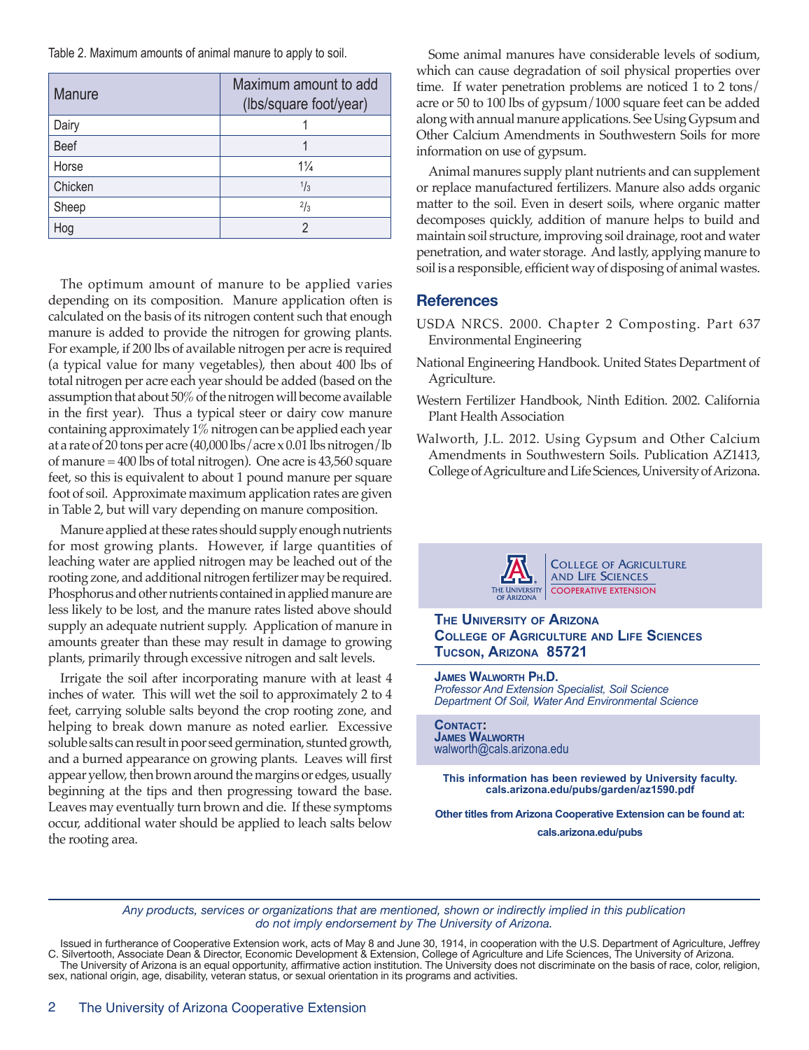Table 2. Maximum amounts of animal manure to apply to soil.

| Manure | Maximum amount to add (lbs/square foot/year) |
|---|---|
| Dairy | 1 |
| Beef | 1 |
| Horse | 1¼ |
| Chicken | 1/3 |
| Sheep | 2/3 |
| Hog | 2 |

The optimum amount of manure to be applied varies depending on its composition. Manure application often is calculated on the basis of its nitrogen content such that enough manure is added to provide the nitrogen for growing plants. For example, if 200 lbs of available nitrogen per acre is required (a typical value for many vegetables), then about 400 lbs of total nitrogen per acre each year should be added (based on the assumption that about 50% of the nitrogen will become available in the first year). Thus a typical steer or dairy cow manure containing approximately 1% nitrogen can be applied each year at a rate of 20 tons per acre (40,000 lbs/acre x 0.01 lbs nitrogen/lb of manure = 400 lbs of total nitrogen). One acre is 43,560 square feet, so this is equivalent to about 1 pound manure per square foot of soil. Approximate maximum application rates are given in Table 2, but will vary depending on manure composition.

Manure applied at these rates should supply enough nutrients for most growing plants. However, if large quantities of leaching water are applied nitrogen may be leached out of the rooting zone, and additional nitrogen fertilizer may be required. Phosphorus and other nutrients contained in applied manure are less likely to be lost, and the manure rates listed above should supply an adequate nutrient supply. Application of manure in amounts greater than these may result in damage to growing plants, primarily through excessive nitrogen and salt levels.

Irrigate the soil after incorporating manure with at least 4 inches of water. This will wet the soil to approximately 2 to 4 feet, carrying soluble salts beyond the crop rooting zone, and helping to break down manure as noted earlier. Excessive soluble salts can result in poor seed germination, stunted growth, and a burned appearance on growing plants. Leaves will first appear yellow, then brown around the margins or edges, usually beginning at the tips and then progressing toward the base. Leaves may eventually turn brown and die. If these symptoms occur, additional water should be applied to leach salts below the rooting area.

Some animal manures have considerable levels of sodium, which can cause degradation of soil physical properties over time. If water penetration problems are noticed 1 to 2 tons/acre or 50 to 100 lbs of gypsum/1000 square feet can be added along with annual manure applications. See Using Gypsum and Other Calcium Amendments in Southwestern Soils for more information on use of gypsum.

Animal manures supply plant nutrients and can supplement or replace manufactured fertilizers. Manure also adds organic matter to the soil. Even in desert soils, where organic matter decomposes quickly, addition of manure helps to build and maintain soil structure, improving soil drainage, root and water penetration, and water storage. And lastly, applying manure to soil is a responsible, efficient way of disposing of animal wastes.

## References

USDA NRCS. 2000. Chapter 2 Composting. Part 637 Environmental Engineering

National Engineering Handbook. United States Department of Agriculture.

Western Fertilizer Handbook, Ninth Edition. 2002. California Plant Health Association

Walworth, J.L. 2012. Using Gypsum and Other Calcium Amendments in Southwestern Soils. Publication AZ1413, College of Agriculture and Life Sciences, University of Arizona.

College of Agriculture and Life Sciences
Cooperative Extension

**The University of Arizona**
**College of Agriculture and Life Sciences**
**Tucson, Arizona 85721**

**James Walworth Ph.D.**
*Professor And Extension Specialist, Soil Science*
*Department Of Soil, Water And Environmental Science*

**Contact:**
**James Walworth**
walworth@cals.arizona.edu

**This information has been reviewed by University faculty.**
**cals.arizona.edu/pubs/garden/az1590.pdf**

**Other titles from Arizona Cooperative Extension can be found at:**
**cals.arizona.edu/pubs**

*Any products, services or organizations that are mentioned, shown or indirectly implied in this publication do not imply endorsement by The University of Arizona.*

Issued in furtherance of Cooperative Extension work, acts of May 8 and June 30, 1914, in cooperation with the U.S. Department of Agriculture, Jeffrey C. Silvertooth, Associate Dean & Director, Economic Development & Extension, College of Agriculture and Life Sciences, The University of Arizona.
The University of Arizona is an equal opportunity, affirmative action institution. The University does not discriminate on the basis of race, color, religion, sex, national origin, age, disability, veteran status, or sexual orientation in its programs and activities.